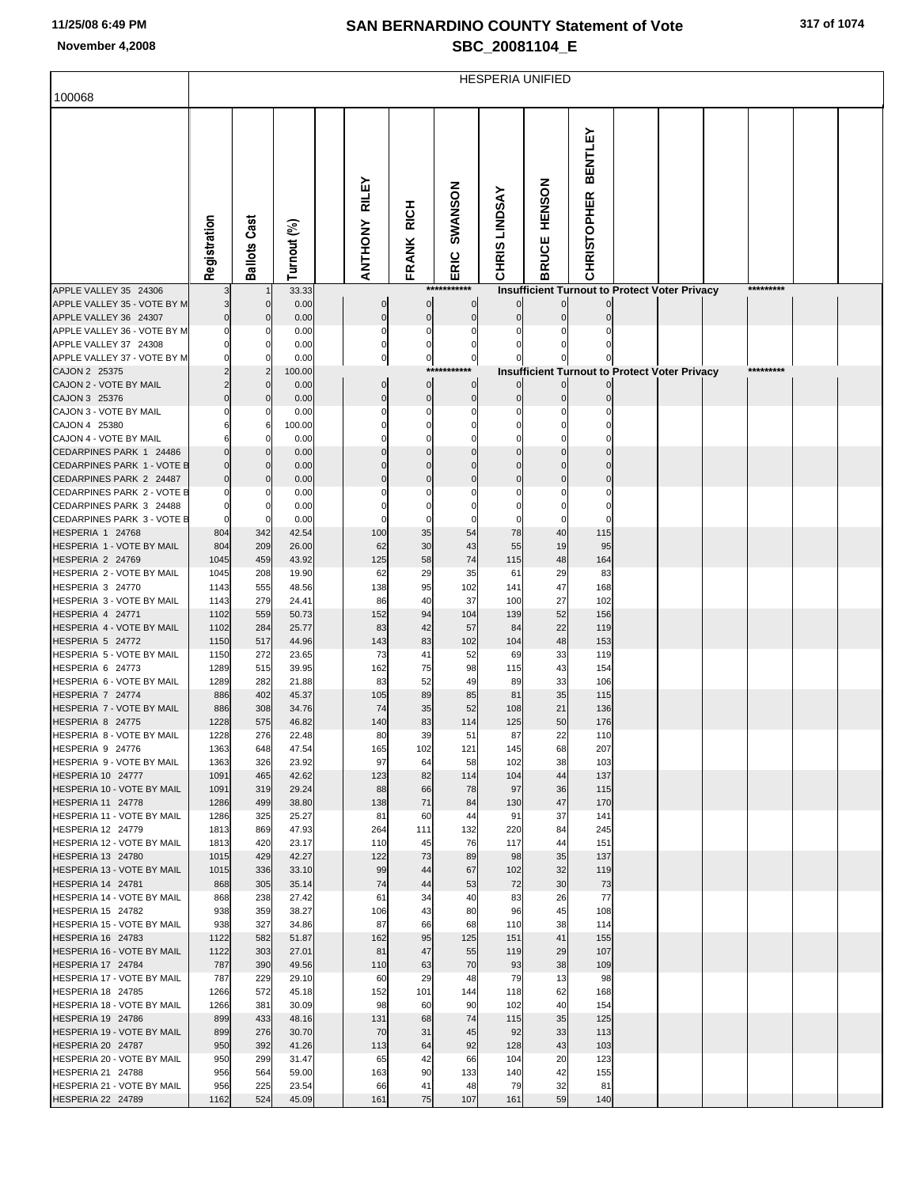# SAN BERNARDINO COUNTY Statement of Vote
## SBC_20081104_E

11/25/08 6:49 PM
November 4,2008

100068

HESPERIA UNIFIED

| | Registration | Ballots Cast | Turnout (%) | | ANTHONY RILEY | FRANK RICH | ERIC SWANSON | CHRIS LINDSAY | BRUCE HENSON | CHRISTOPHER BENTLEY | | | | | | |
|---|---|---|---|---|---|---|---|---|---|---|---|---|---|---|---|---|
| APPLE VALLEY 35 24306 | 3 | 1 | 33.33 | | | | *********** | Insufficient Turnout to Protect Voter Privacy | | | | | | ********* | | |
| APPLE VALLEY 35 - VOTE BY M | 3 | 0 | 0.00 | | 0 | 0 | 0 | 0 | 0 | 0 | | | | | | |
| APPLE VALLEY 36 24307 | 0 | 0 | 0.00 | | 0 | 0 | 0 | 0 | 0 | 0 | | | | | | |
| APPLE VALLEY 36 - VOTE BY M | 0 | 0 | 0.00 | | 0 | 0 | 0 | 0 | 0 | 0 | | | | | | |
| APPLE VALLEY 37 24308 | 0 | 0 | 0.00 | | 0 | 0 | 0 | 0 | 0 | 0 | | | | | | |
| APPLE VALLEY 37 - VOTE BY M | 0 | 0 | 0.00 | | 0 | 0 | 0 | 0 | 0 | 0 | | | | | | |
| CAJON 2 25375 | 2 | 2 | 100.00 | | | | *********** | Insufficient Turnout to Protect Voter Privacy | | | | | | ********* | | |
| CAJON 2 - VOTE BY MAIL | 2 | 0 | 0.00 | | 0 | 0 | 0 | 0 | 0 | 0 | | | | | | |
| CAJON 3 25376 | 0 | 0 | 0.00 | | 0 | 0 | 0 | 0 | 0 | 0 | | | | | | |
| CAJON 3 - VOTE BY MAIL | 0 | 0 | 0.00 | | 0 | 0 | 0 | 0 | 0 | 0 | | | | | | |
| CAJON 4 25380 | 6 | 6 | 100.00 | | 0 | 0 | 0 | 0 | 0 | 0 | | | | | | |
| CAJON 4 - VOTE BY MAIL | 6 | 0 | 0.00 | | 0 | 0 | 0 | 0 | 0 | 0 | | | | | | |
| CEDARPINES PARK 1 24486 | 0 | 0 | 0.00 | | 0 | 0 | 0 | 0 | 0 | 0 | | | | | | |
| CEDARPINES PARK 1 - VOTE B | 0 | 0 | 0.00 | | 0 | 0 | 0 | 0 | 0 | 0 | | | | | | |
| CEDARPINES PARK 2 24487 | 0 | 0 | 0.00 | | 0 | 0 | 0 | 0 | 0 | 0 | | | | | | |
| CEDARPINES PARK 2 - VOTE B | 0 | 0 | 0.00 | | 0 | 0 | 0 | 0 | 0 | 0 | | | | | | |
| CEDARPINES PARK 3 24488 | 0 | 0 | 0.00 | | 0 | 0 | 0 | 0 | 0 | 0 | | | | | | |
| CEDARPINES PARK 3 - VOTE B | 0 | 0 | 0.00 | | 0 | 0 | 0 | 0 | 0 | 0 | | | | | | |
| HESPERIA 1 24768 | 804 | 342 | 42.54 | | 100 | 35 | 54 | 78 | 40 | 115 | | | | | | |
| HESPERIA 1 - VOTE BY MAIL | 804 | 209 | 26.00 | | 62 | 30 | 43 | 55 | 19 | 95 | | | | | | |
| HESPERIA 2 24769 | 1045 | 459 | 43.92 | | 125 | 58 | 74 | 115 | 48 | 164 | | | | | | |
| HESPERIA 2 - VOTE BY MAIL | 1045 | 208 | 19.90 | | 62 | 29 | 35 | 61 | 29 | 83 | | | | | | |
| HESPERIA 3 24770 | 1143 | 555 | 48.56 | | 138 | 95 | 102 | 141 | 47 | 168 | | | | | | |
| HESPERIA 3 - VOTE BY MAIL | 1143 | 279 | 24.41 | | 86 | 40 | 37 | 100 | 27 | 102 | | | | | | |
| HESPERIA 4 24771 | 1102 | 559 | 50.73 | | 152 | 94 | 104 | 139 | 52 | 156 | | | | | | |
| HESPERIA 4 - VOTE BY MAIL | 1102 | 284 | 25.77 | | 83 | 42 | 57 | 84 | 22 | 119 | | | | | | |
| HESPERIA 5 24772 | 1150 | 517 | 44.96 | | 143 | 83 | 102 | 104 | 48 | 153 | | | | | | |
| HESPERIA 5 - VOTE BY MAIL | 1150 | 272 | 23.65 | | 73 | 41 | 52 | 69 | 33 | 119 | | | | | | |
| HESPERIA 6 24773 | 1289 | 515 | 39.95 | | 162 | 75 | 98 | 115 | 43 | 154 | | | | | | |
| HESPERIA 6 - VOTE BY MAIL | 1289 | 282 | 21.88 | | 83 | 52 | 49 | 89 | 33 | 106 | | | | | | |
| HESPERIA 7 24774 | 886 | 402 | 45.37 | | 105 | 89 | 85 | 81 | 35 | 115 | | | | | | |
| HESPERIA 7 - VOTE BY MAIL | 886 | 308 | 34.76 | | 74 | 35 | 52 | 108 | 21 | 136 | | | | | | |
| HESPERIA 8 24775 | 1228 | 575 | 46.82 | | 140 | 83 | 114 | 125 | 50 | 176 | | | | | | |
| HESPERIA 8 - VOTE BY MAIL | 1228 | 276 | 22.48 | | 80 | 39 | 51 | 87 | 22 | 110 | | | | | | |
| HESPERIA 9 24776 | 1363 | 648 | 47.54 | | 165 | 102 | 121 | 145 | 68 | 207 | | | | | | |
| HESPERIA 9 - VOTE BY MAIL | 1363 | 326 | 23.92 | | 97 | 64 | 58 | 102 | 38 | 103 | | | | | | |
| HESPERIA 10 24777 | 1091 | 465 | 42.62 | | 123 | 82 | 114 | 104 | 44 | 137 | | | | | | |
| HESPERIA 10 - VOTE BY MAIL | 1091 | 319 | 29.24 | | 88 | 66 | 78 | 97 | 36 | 115 | | | | | | |
| HESPERIA 11 24778 | 1286 | 499 | 38.80 | | 138 | 71 | 84 | 130 | 47 | 170 | | | | | | |
| HESPERIA 11 - VOTE BY MAIL | 1286 | 325 | 25.27 | | 81 | 60 | 44 | 91 | 37 | 141 | | | | | | |
| HESPERIA 12 24779 | 1813 | 869 | 47.93 | | 264 | 111 | 132 | 220 | 84 | 245 | | | | | | |
| HESPERIA 12 - VOTE BY MAIL | 1813 | 420 | 23.17 | | 110 | 45 | 76 | 117 | 44 | 151 | | | | | | |
| HESPERIA 13 24780 | 1015 | 429 | 42.27 | | 122 | 73 | 89 | 98 | 35 | 137 | | | | | | |
| HESPERIA 13 - VOTE BY MAIL | 1015 | 336 | 33.10 | | 99 | 44 | 67 | 102 | 32 | 119 | | | | | | |
| HESPERIA 14 24781 | 868 | 305 | 35.14 | | 74 | 44 | 53 | 72 | 30 | 73 | | | | | | |
| HESPERIA 14 - VOTE BY MAIL | 868 | 238 | 27.42 | | 61 | 34 | 40 | 83 | 26 | 77 | | | | | | |
| HESPERIA 15 24782 | 938 | 359 | 38.27 | | 106 | 43 | 80 | 96 | 45 | 108 | | | | | | |
| HESPERIA 15 - VOTE BY MAIL | 938 | 327 | 34.86 | | 87 | 66 | 68 | 110 | 38 | 114 | | | | | | |
| HESPERIA 16 24783 | 1122 | 582 | 51.87 | | 162 | 95 | 125 | 151 | 41 | 155 | | | | | | |
| HESPERIA 16 - VOTE BY MAIL | 1122 | 303 | 27.01 | | 81 | 47 | 55 | 119 | 29 | 107 | | | | | | |
| HESPERIA 17 24784 | 787 | 390 | 49.56 | | 110 | 63 | 70 | 93 | 38 | 109 | | | | | | |
| HESPERIA 17 - VOTE BY MAIL | 787 | 229 | 29.10 | | 60 | 29 | 48 | 79 | 13 | 98 | | | | | | |
| HESPERIA 18 24785 | 1266 | 572 | 45.18 | | 152 | 101 | 144 | 118 | 62 | 168 | | | | | | |
| HESPERIA 18 - VOTE BY MAIL | 1266 | 381 | 30.09 | | 98 | 60 | 90 | 102 | 40 | 154 | | | | | | |
| HESPERIA 19 24786 | 899 | 433 | 48.16 | | 131 | 68 | 74 | 115 | 35 | 125 | | | | | | |
| HESPERIA 19 - VOTE BY MAIL | 899 | 276 | 30.70 | | 70 | 31 | 45 | 92 | 33 | 113 | | | | | | |
| HESPERIA 20 24787 | 950 | 392 | 41.26 | | 113 | 64 | 92 | 128 | 43 | 103 | | | | | | |
| HESPERIA 20 - VOTE BY MAIL | 950 | 299 | 31.47 | | 65 | 42 | 66 | 104 | 20 | 123 | | | | | | |
| HESPERIA 21 24788 | 956 | 564 | 59.00 | | 163 | 90 | 133 | 140 | 42 | 155 | | | | | | |
| HESPERIA 21 - VOTE BY MAIL | 956 | 225 | 23.54 | | 66 | 41 | 48 | 79 | 32 | 81 | | | | | | |
| HESPERIA 22 24789 | 1162 | 524 | 45.09 | | 161 | 75 | 107 | 161 | 59 | 140 | | | | | | |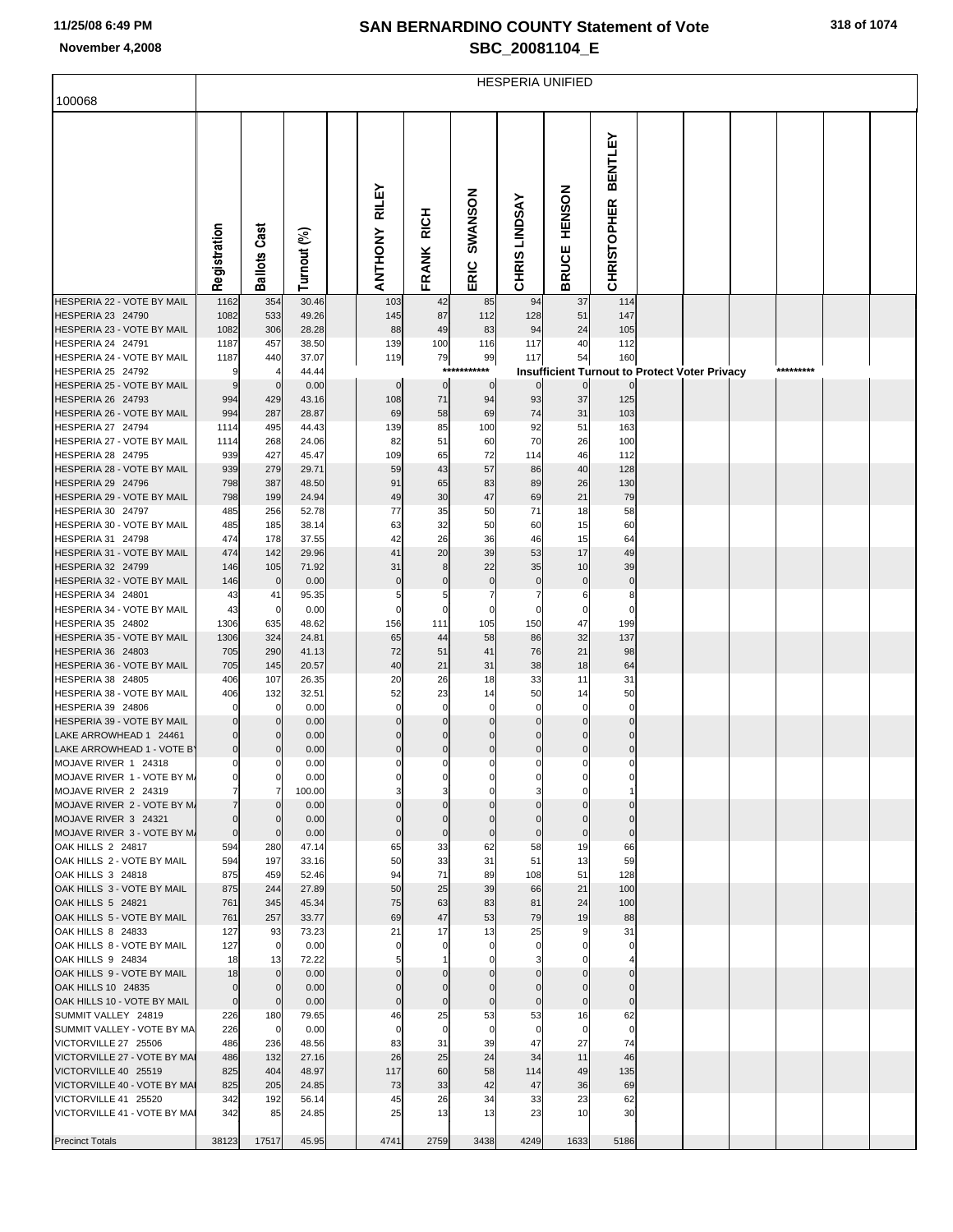# SAN BERNARDINO COUNTY Statement of Vote
## SBC_20081104_E

November 4,2008

100068 — HESPERIA UNIFIED

| | Registration | Ballots Cast | Turnout (%) | | ANTHONY RILEY | FRANK RICH | ERIC SWANSON | CHRIS LINDSAY | BRUCE HENSON | CHRISTOPHER BENTLEY |
|---|---|---|---|---|---|---|---|---|---|---|
| HESPERIA 22 - VOTE BY MAIL | 1162 | 354 | 30.46 | | 103 | 42 | 85 | 94 | 37 | 114 |
| HESPERIA 23 24790 | 1082 | 533 | 49.26 | | 145 | 87 | 112 | 128 | 51 | 147 |
| HESPERIA 23 - VOTE BY MAIL | 1082 | 306 | 28.28 | | 88 | 49 | 83 | 94 | 24 | 105 |
| HESPERIA 24 24791 | 1187 | 457 | 38.50 | | 139 | 100 | 116 | 117 | 40 | 112 |
| HESPERIA 24 - VOTE BY MAIL | 1187 | 440 | 37.07 | | 119 | 79 | 99 | 117 | 54 | 160 |
| HESPERIA 25 24792 | 9 | 4 | 44.44 | | | | *********** | Insufficient Turnout to Protect Voter Privacy | | ********* |
| HESPERIA 25 - VOTE BY MAIL | 9 | 0 | 0.00 | | 0 | 0 | 0 | 0 | 0 | 0 |
| HESPERIA 26 24793 | 994 | 429 | 43.16 | | 108 | 71 | 94 | 93 | 37 | 125 |
| HESPERIA 26 - VOTE BY MAIL | 994 | 287 | 28.87 | | 69 | 58 | 69 | 74 | 31 | 103 |
| HESPERIA 27 24794 | 1114 | 495 | 44.43 | | 139 | 85 | 100 | 92 | 51 | 163 |
| HESPERIA 27 - VOTE BY MAIL | 1114 | 268 | 24.06 | | 82 | 51 | 60 | 70 | 26 | 100 |
| HESPERIA 28 24795 | 939 | 427 | 45.47 | | 109 | 65 | 72 | 114 | 46 | 112 |
| HESPERIA 28 - VOTE BY MAIL | 939 | 279 | 29.71 | | 59 | 43 | 57 | 86 | 40 | 128 |
| HESPERIA 29 24796 | 798 | 387 | 48.50 | | 91 | 65 | 83 | 89 | 26 | 130 |
| HESPERIA 29 - VOTE BY MAIL | 798 | 199 | 24.94 | | 49 | 30 | 47 | 69 | 21 | 79 |
| HESPERIA 30 24797 | 485 | 256 | 52.78 | | 77 | 35 | 50 | 71 | 18 | 58 |
| HESPERIA 30 - VOTE BY MAIL | 485 | 185 | 38.14 | | 63 | 32 | 50 | 60 | 15 | 60 |
| HESPERIA 31 24798 | 474 | 178 | 37.55 | | 42 | 26 | 36 | 46 | 15 | 64 |
| HESPERIA 31 - VOTE BY MAIL | 474 | 142 | 29.96 | | 41 | 20 | 39 | 53 | 17 | 49 |
| HESPERIA 32 24799 | 146 | 105 | 71.92 | | 31 | 8 | 22 | 35 | 10 | 39 |
| HESPERIA 32 - VOTE BY MAIL | 146 | 0 | 0.00 | | 0 | 0 | 0 | 0 | 0 | 0 |
| HESPERIA 34 24801 | 43 | 41 | 95.35 | | 5 | 5 | 7 | 7 | 6 | 8 |
| HESPERIA 34 - VOTE BY MAIL | 43 | 0 | 0.00 | | 0 | 0 | 0 | 0 | 0 | 0 |
| HESPERIA 35 24802 | 1306 | 635 | 48.62 | | 156 | 111 | 105 | 150 | 47 | 199 |
| HESPERIA 35 - VOTE BY MAIL | 1306 | 324 | 24.81 | | 65 | 44 | 58 | 86 | 32 | 137 |
| HESPERIA 36 24803 | 705 | 290 | 41.13 | | 72 | 51 | 41 | 76 | 21 | 98 |
| HESPERIA 36 - VOTE BY MAIL | 705 | 145 | 20.57 | | 40 | 21 | 31 | 38 | 18 | 64 |
| HESPERIA 38 24805 | 406 | 107 | 26.35 | | 20 | 26 | 18 | 33 | 11 | 31 |
| HESPERIA 38 - VOTE BY MAIL | 406 | 132 | 32.51 | | 52 | 23 | 14 | 50 | 14 | 50 |
| HESPERIA 39 24806 | 0 | 0 | 0.00 | | 0 | 0 | 0 | 0 | 0 | 0 |
| HESPERIA 39 - VOTE BY MAIL | 0 | 0 | 0.00 | | 0 | 0 | 0 | 0 | 0 | 0 |
| LAKE ARROWHEAD 1 24461 | 0 | 0 | 0.00 | | 0 | 0 | 0 | 0 | 0 | 0 |
| LAKE ARROWHEAD 1 - VOTE BY | 0 | 0 | 0.00 | | 0 | 0 | 0 | 0 | 0 | 0 |
| MOJAVE RIVER 1 24318 | 0 | 0 | 0.00 | | 0 | 0 | 0 | 0 | 0 | 0 |
| MOJAVE RIVER 1 - VOTE BY MA | 0 | 0 | 0.00 | | 0 | 0 | 0 | 0 | 0 | 0 |
| MOJAVE RIVER 2 24319 | 7 | 7 | 100.00 | | 3 | 3 | 0 | 3 | 0 | 1 |
| MOJAVE RIVER 2 - VOTE BY MA | 7 | 0 | 0.00 | | 0 | 0 | 0 | 0 | 0 | 0 |
| MOJAVE RIVER 3 24321 | 0 | 0 | 0.00 | | 0 | 0 | 0 | 0 | 0 | 0 |
| MOJAVE RIVER 3 - VOTE BY MA | 0 | 0 | 0.00 | | 0 | 0 | 0 | 0 | 0 | 0 |
| OAK HILLS 2 24817 | 594 | 280 | 47.14 | | 65 | 33 | 62 | 58 | 19 | 66 |
| OAK HILLS 2 - VOTE BY MAIL | 594 | 197 | 33.16 | | 50 | 33 | 31 | 51 | 13 | 59 |
| OAK HILLS 3 24818 | 875 | 459 | 52.46 | | 94 | 71 | 89 | 108 | 51 | 128 |
| OAK HILLS 3 - VOTE BY MAIL | 875 | 244 | 27.89 | | 50 | 25 | 39 | 66 | 21 | 100 |
| OAK HILLS 5 24821 | 761 | 345 | 45.34 | | 75 | 63 | 83 | 81 | 24 | 100 |
| OAK HILLS 5 - VOTE BY MAIL | 761 | 257 | 33.77 | | 69 | 47 | 53 | 79 | 19 | 88 |
| OAK HILLS 8 24833 | 127 | 93 | 73.23 | | 21 | 17 | 13 | 25 | 9 | 31 |
| OAK HILLS 8 - VOTE BY MAIL | 127 | 0 | 0.00 | | 0 | 0 | 0 | 0 | 0 | 0 |
| OAK HILLS 9 24834 | 18 | 13 | 72.22 | | 5 | 1 | 0 | 3 | 0 | 4 |
| OAK HILLS 9 - VOTE BY MAIL | 18 | 0 | 0.00 | | 0 | 0 | 0 | 0 | 0 | 0 |
| OAK HILLS 10 24835 | 0 | 0 | 0.00 | | 0 | 0 | 0 | 0 | 0 | 0 |
| OAK HILLS 10 - VOTE BY MAIL | 0 | 0 | 0.00 | | 0 | 0 | 0 | 0 | 0 | 0 |
| SUMMIT VALLEY 24819 | 226 | 180 | 79.65 | | 46 | 25 | 53 | 53 | 16 | 62 |
| SUMMIT VALLEY - VOTE BY MA | 226 | 0 | 0.00 | | 0 | 0 | 0 | 0 | 0 | 0 |
| VICTORVILLE 27 25506 | 486 | 236 | 48.56 | | 83 | 31 | 39 | 47 | 27 | 74 |
| VICTORVILLE 27 - VOTE BY MAI | 486 | 132 | 27.16 | | 26 | 25 | 24 | 34 | 11 | 46 |
| VICTORVILLE 40 25519 | 825 | 404 | 48.97 | | 117 | 60 | 58 | 114 | 49 | 135 |
| VICTORVILLE 40 - VOTE BY MAI | 825 | 205 | 24.85 | | 73 | 33 | 42 | 47 | 36 | 69 |
| VICTORVILLE 41 25520 | 342 | 192 | 56.14 | | 45 | 26 | 34 | 33 | 23 | 62 |
| VICTORVILLE 41 - VOTE BY MAI | 342 | 85 | 24.85 | | 25 | 13 | 13 | 23 | 10 | 30 |
| Precinct Totals | 38123 | 17517 | 45.95 | | 4741 | 2759 | 3438 | 4249 | 1633 | 5186 |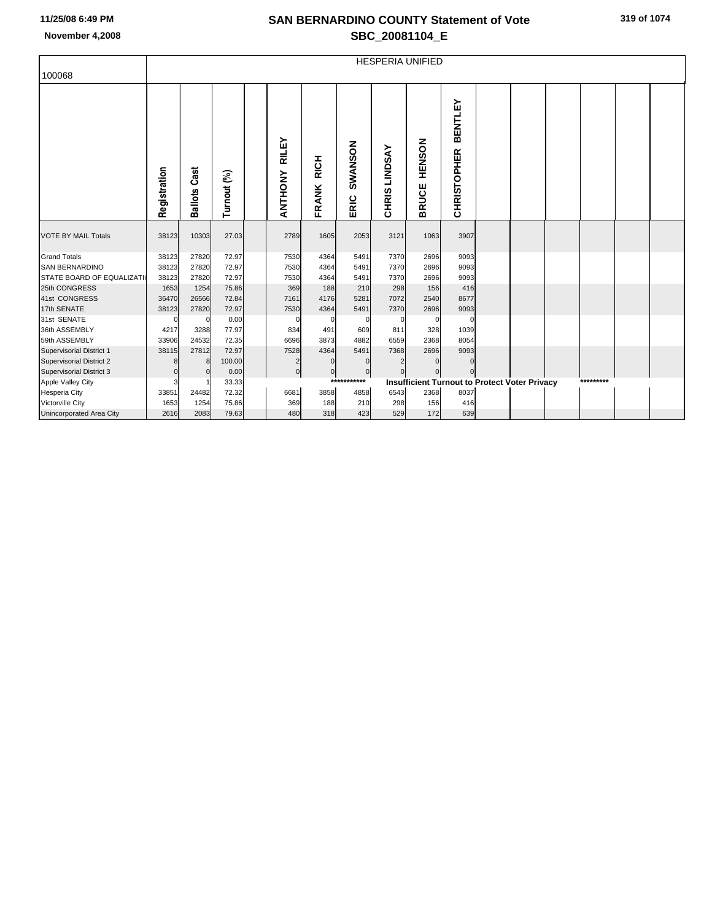# SAN BERNARDINO COUNTY Statement of Vote

## SBC_20081104_E

November 4,2008

| 100068 | HESPERIA UNIFIED | | | | | | | | | | | | | | | | |
|---|---|---|---|---|---|---|---|---|---|---|---|---|---|---|---|---|---|
| | Registration | Ballots Cast | Turnout (%) | | ANTHONY RILEY | FRANK RICH | ERIC SWANSON | CHRIS LINDSAY | BRUCE HENSON | CHRISTOPHER BENTLEY | | | | | | |
| VOTE BY MAIL Totals | 38123 | 10303 | 27.03 | | 2789 | 1605 | 2053 | 3121 | 1063 | 3907 | | | | | | |
| Grand Totals | 38123 | 27820 | 72.97 | | 7530 | 4364 | 5491 | 7370 | 2696 | 9093 | | | | | | |
| SAN BERNARDINO | 38123 | 27820 | 72.97 | | 7530 | 4364 | 5491 | 7370 | 2696 | 9093 | | | | | | |
| STATE BOARD OF EQUALIZATI | 38123 | 27820 | 72.97 | | 7530 | 4364 | 5491 | 7370 | 2696 | 9093 | | | | | | |
| 25th CONGRESS | 1653 | 1254 | 75.86 | | 369 | 188 | 210 | 298 | 156 | 416 | | | | | | |
| 41st CONGRESS | 36470 | 26566 | 72.84 | | 7161 | 4176 | 5281 | 7072 | 2540 | 8677 | | | | | | |
| 17th SENATE | 38123 | 27820 | 72.97 | | 7530 | 4364 | 5491 | 7370 | 2696 | 9093 | | | | | | |
| 31st SENATE | 0 | 0 | 0.00 | | 0 | 0 | 0 | 0 | 0 | 0 | | | | | | |
| 36th ASSEMBLY | 4217 | 3288 | 77.97 | | 834 | 491 | 609 | 811 | 328 | 1039 | | | | | | |
| 59th ASSEMBLY | 33906 | 24532 | 72.35 | | 6696 | 3873 | 4882 | 6559 | 2368 | 8054 | | | | | | |
| Supervisorial District 1 | 38115 | 27812 | 72.97 | | 7528 | 4364 | 5491 | 7368 | 2696 | 9093 | | | | | | |
| Supervisorial District 2 | 8 | 8 | 100.00 | | 2 | 0 | 0 | 2 | 0 | 0 | | | | | | |
| Supervisorial District 3 | 0 | 0 | 0.00 | | 0 | 0 | 0 | 0 | 0 | 0 | | | | | | |
| Apple Valley City | 3 | 1 | 33.33 | | | | *********** | Insufficient Turnout to Protect Voter Privacy | | | | | | ********* | | |
| Hesperia City | 33851 | 24482 | 72.32 | | 6681 | 3858 | 4858 | 6543 | 2368 | 8037 | | | | | | |
| Victorville City | 1653 | 1254 | 75.86 | | 369 | 188 | 210 | 298 | 156 | 416 | | | | | | |
| Unincorporated Area City | 2616 | 2083 | 79.63 | | 480 | 318 | 423 | 529 | 172 | 639 | | | | | | |